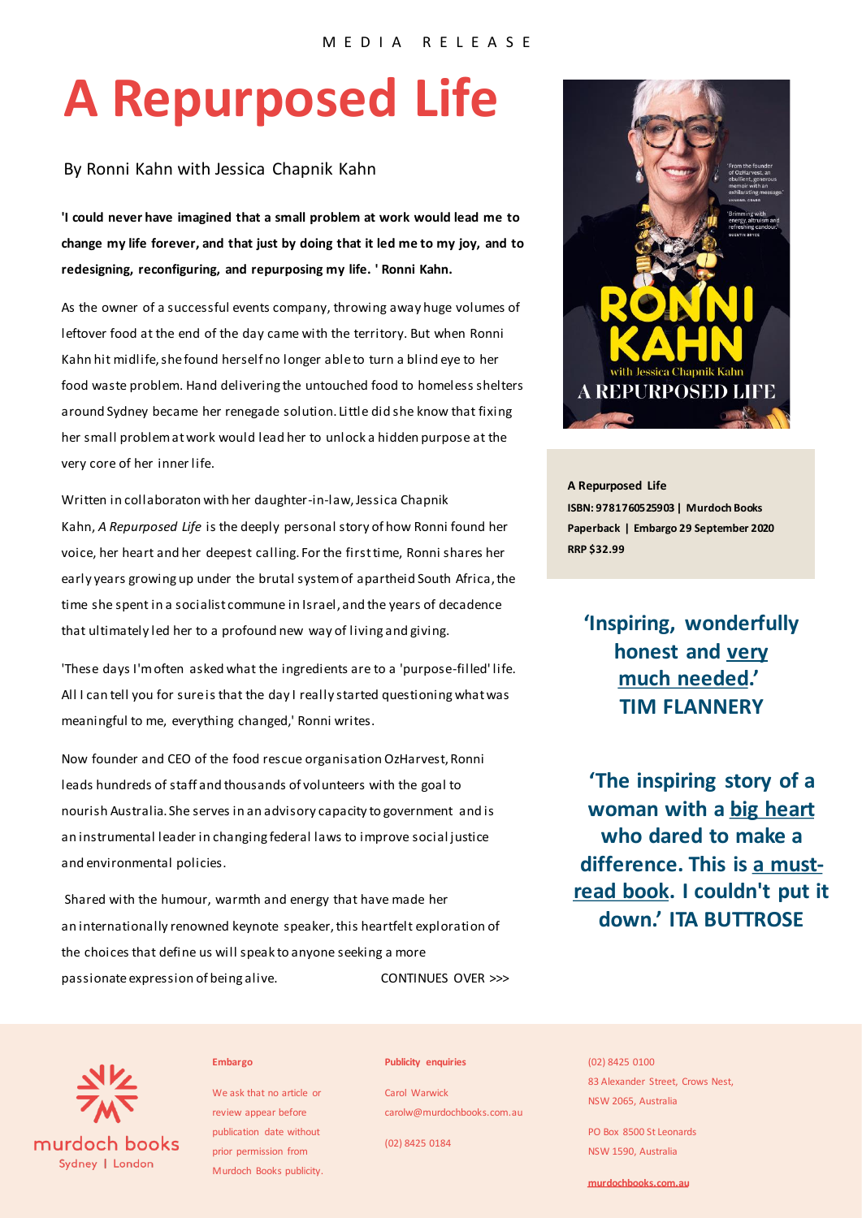MEDIA RELEASE

# A Repurposed Life

By Ronni Kahn with Jessica Chapnik Kahn

**'I could never have imagined that a small problem at work would lead me to change my life forever, and that just by doing that it led me to my joy, and to redesigning, reconfiguring, and repurposing my life. ' Ronni Kahn.**

As the owner of a successful events company, throwing away huge volumes of leftover food at the end of the day came with the territory. But when Ronni Kahn hit midlife, she found herself no longer able to turn a blind eye to her food waste problem. Hand delivering the untouched food to homeless shelters around Sydney became her renegade solution. Little did she know that fixing her small problem at work would lead her to unlock a hidden purpose at the very core of her inner life.

Written in collaboraton with her daughter-in-law, Jessica Chapnik Kahn, *A Repurposed Life* is the deeply personal story of how Ronni found her voice, her heart and her deepest calling. For the first time, Ronni shares her early years growing up under the brutal system of apartheid South Africa, the time she spent in a socialist commune in Israel, and the years of decadence that ultimately led her to a profound new way of living and giving.

'These days I'm often asked what the ingredients are to a 'purpose-filled' life. All I can tell you for sure is that the day I really started questioning what was meaningful to me, everything changed,' Ronni writes.

Now founder and CEO of the food rescue organisation OzHarvest, Ronni leads hundreds of staff and thousands of volunteers with the goal to nourish Australia. She serves in an advisory capacity to government and is an instrumental leader in changing federal laws to improve social justice and environmental policies.

Shared with the humour, warmth and energy that have made her an internationally renowned keynote speaker, this heartfelt exploration of the choices that define us will speak to anyone seeking a more passionate expression of being alive.

CONTINUES OVER >>>

**A Repurposed Life**
**ISBN: 9781760525903 | Murdoch Books**
**Paperback | Embargo 29 September 2020**
**RRP $32.99**

**'Inspiring, wonderfully honest and very much needed.'**
**TIM FLANNERY**

**'The inspiring story of a woman with a big heart who dared to make a difference. This is a must-read book. I couldn't put it down.' ITA BUTTROSE**

murdoch books
Sydney | London

**Embargo**

We ask that no article or review appear before publication date without prior permission from Murdoch Books publicity.

**Publicity enquiries**

Carol Warwick
carolw@murdochbooks.com.au

(02) 8425 0184

(02) 8425 0100
83 Alexander Street, Crows Nest, NSW 2065, Australia

PO Box 8500 St Leonards
NSW 1590, Australia

murdochbooks.com.au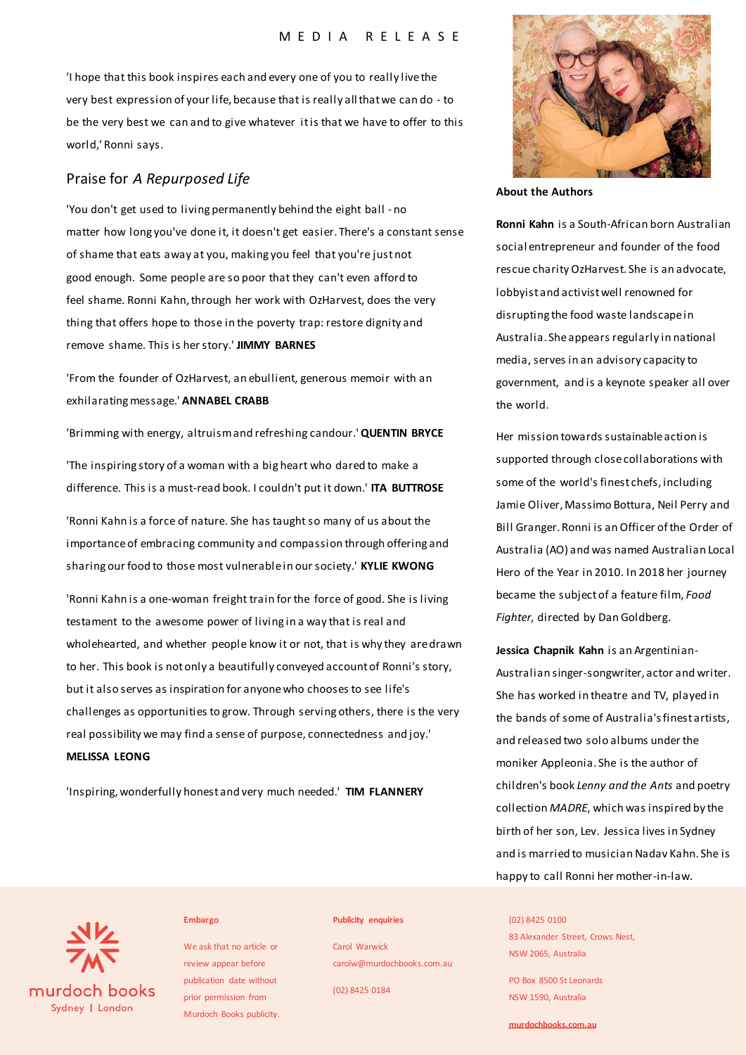MEDIA RELEASE

'I hope that this book inspires each and every one of you to really live the very best expression of your life, because that is really all that we can do - to be the very best we can and to give whatever it is that we have to offer to this world,' Ronni says.

## Praise for *A Repurposed Life*

'You don't get used to living permanently behind the eight ball - no matter how long you've done it, it doesn't get easier. There's a constant sense of shame that eats away at you, making you feel that you're just not good enough. Some people are so poor that they can't even afford to feel shame. Ronni Kahn, through her work with OzHarvest, does the very thing that offers hope to those in the poverty trap: restore dignity and remove shame. This is her story.' **JIMMY BARNES**

'From the founder of OzHarvest, an ebullient, generous memoir with an exhilarating message.' **ANNABEL CRABB**

'Brimming with energy, altruism and refreshing candour.' **QUENTIN BRYCE**

'The inspiring story of a woman with a big heart who dared to make a difference. This is a must-read book. I couldn't put it down.' **ITA BUTTROSE**

'Ronni Kahn is a force of nature. She has taught so many of us about the importance of embracing community and compassion through offering and sharing our food to those most vulnerable in our society.' **KYLIE KWONG**

'Ronni Kahn is a one-woman freight train for the force of good. She is living testament to the awesome power of living in a way that is real and wholehearted, and whether people know it or not, that is why they are drawn to her. This book is not only a beautifully conveyed account of Ronni's story, but it also serves as inspiration for anyone who chooses to see life's challenges as opportunities to grow. Through serving others, there is the very real possibility we may find a sense of purpose, connectedness and joy.' **MELISSA LEONG**

'Inspiring, wonderfully honest and very much needed.' **TIM FLANNERY**

**About the Authors**

**Ronni Kahn** is a South-African born Australian social entrepreneur and founder of the food rescue charity OzHarvest. She is an advocate, lobbyist and activist well renowned for disrupting the food waste landscape in Australia. She appears regularly in national media, serves in an advisory capacity to government, and is a keynote speaker all over the world.

Her mission towards sustainable action is supported through close collaborations with some of the world's finest chefs, including Jamie Oliver, Massimo Bottura, Neil Perry and Bill Granger. Ronni is an Officer of the Order of Australia (AO) and was named Australian Local Hero of the Year in 2010. In 2018 her journey became the subject of a feature film, *Food Fighter*, directed by Dan Goldberg.

**Jessica Chapnik Kahn** is an Argentinian-Australian singer-songwriter, actor and writer. She has worked in theatre and TV, played in the bands of some of Australia's finest artists, and released two solo albums under the moniker Appleonia. She is the author of children's book *Lenny and the Ants* and poetry collection *MADRE*, which was inspired by the birth of her son, Lev. Jessica lives in Sydney and is married to musician Nadav Kahn. She is happy to call Ronni her mother-in-law.

murdoch books
Sydney | London

**Embargo**

We ask that no article or review appear before publication date without prior permission from Murdoch Books publicity.

**Publicity enquiries**

Carol Warwick
carolw@murdochbooks.com.au

(02) 8425 0184

(02) 8425 0100
83 Alexander Street, Crows Nest, NSW 2065, Australia

PO Box 8500 St Leonards
NSW 1590, Australia

murdochbooks.com.au